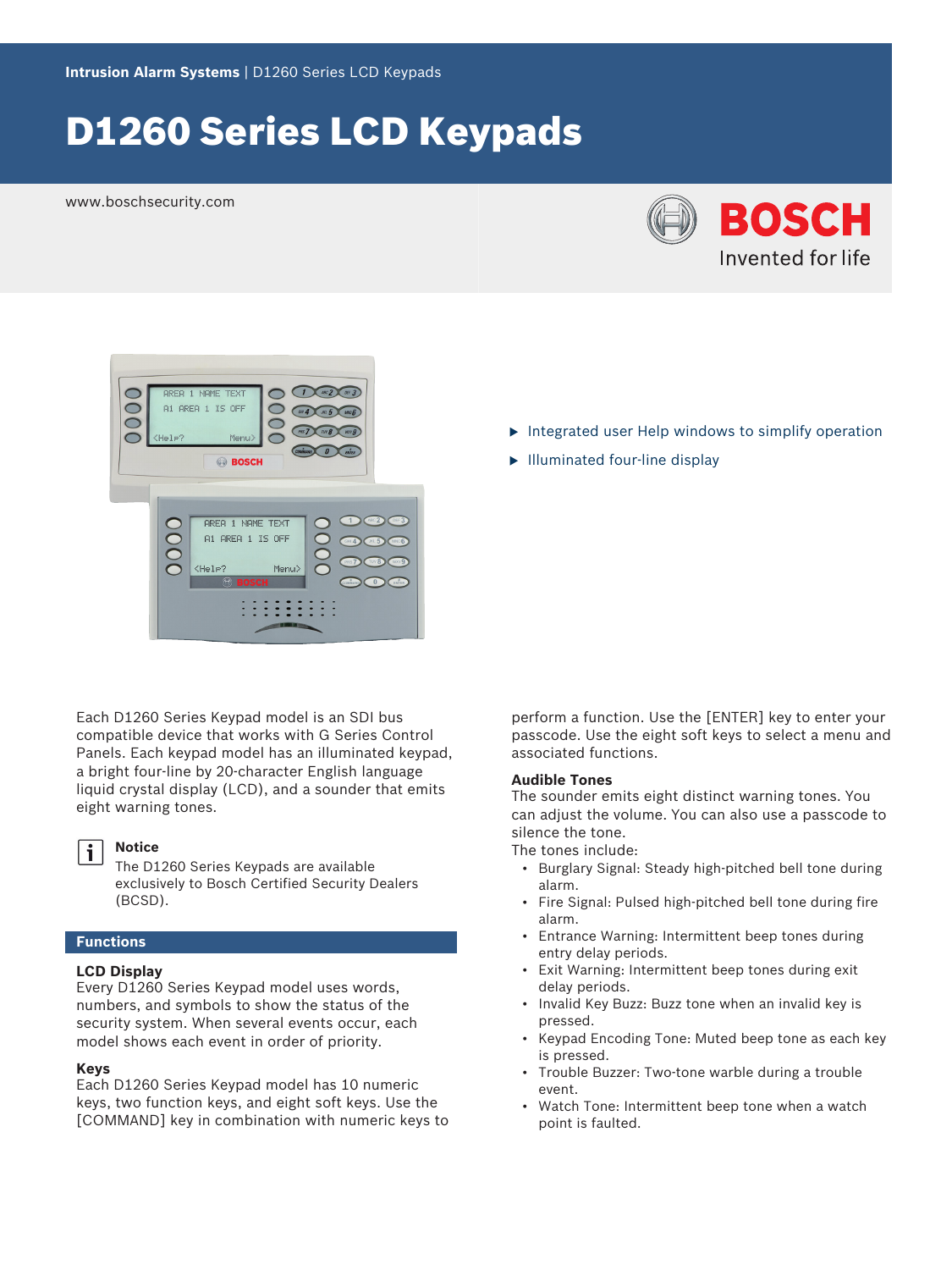**Intrusion Alarm Systems** | D1260 Series LCD Keypads

# D1260 Series LCD Keypads

www.boschsecurity.com

BOSCH
Invented for life

- Integrated user Help windows to simplify operation
- Illuminated four-line display

Each D1260 Series Keypad model is an SDI bus compatible device that works with G Series Control Panels. Each keypad model has an illuminated keypad, a bright four-line by 20-character English language liquid crystal display (LCD), and a sounder that emits eight warning tones.

**Notice**
The D1260 Series Keypads are available exclusively to Bosch Certified Security Dealers (BCSD).

## Functions

### LCD Display

Every D1260 Series Keypad model uses words, numbers, and symbols to show the status of the security system. When several events occur, each model shows each event in order of priority.

### Keys

Each D1260 Series Keypad model has 10 numeric keys, two function keys, and eight soft keys. Use the [COMMAND] key in combination with numeric keys to perform a function. Use the [ENTER] key to enter your passcode. Use the eight soft keys to select a menu and associated functions.

### Audible Tones

The sounder emits eight distinct warning tones. You can adjust the volume. You can also use a passcode to silence the tone.
The tones include:

- Burglary Signal: Steady high-pitched bell tone during alarm.
- Fire Signal: Pulsed high-pitched bell tone during fire alarm.
- Entrance Warning: Intermittent beep tones during entry delay periods.
- Exit Warning: Intermittent beep tones during exit delay periods.
- Invalid Key Buzz: Buzz tone when an invalid key is pressed.
- Keypad Encoding Tone: Muted beep tone as each key is pressed.
- Trouble Buzzer: Two-tone warble during a trouble event.
- Watch Tone: Intermittent beep tone when a watch point is faulted.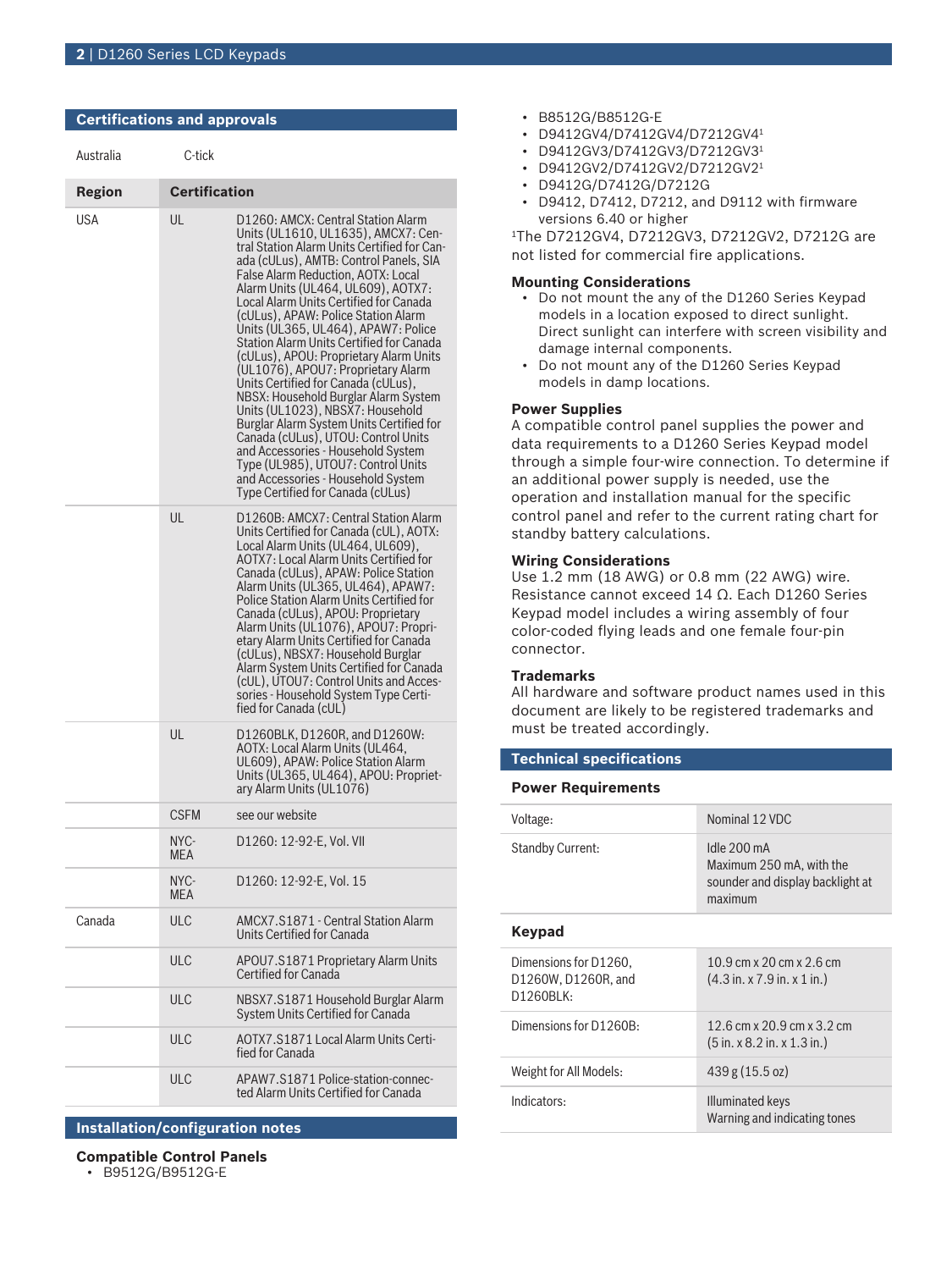## Certifications and approvals

| | | |
|---|---|---|
| Australia | C-tick | |
| **Region** | **Certification** | |
| USA | UL | D1260: AMCX: Central Station Alarm Units (UL1610, UL1635), AMCX7: Central Station Alarm Units Certified for Canada (cULus), AMTB: Control Panels, SIA False Alarm Reduction, AOTX: Local Alarm Units (UL464, UL609), AOTX7: Local Alarm Units Certified for Canada (cULus), APAW: Police Station Alarm Units (UL365, UL464), APAW7: Police Station Alarm Units Certified for Canada (cULus), APOU: Proprietary Alarm Units (UL1076), APOU7: Proprietary Alarm Units Certified for Canada (cULus), NBSX: Household Burglar Alarm System Units (UL1023), NBSX7: Household Burglar Alarm System Units Certified for Canada (cULus), UTOU: Control Units and Accessories - Household System Type (UL985), UTOU7: Control Units and Accessories - Household System Type Certified for Canada (cULus) |
| | UL | D1260B: AMCX7: Central Station Alarm Units Certified for Canada (cUL), AOTX: Local Alarm Units (UL464, UL609), AOTX7: Local Alarm Units Certified for Canada (cULus), APAW: Police Station Alarm Units (UL365, UL464), APAW7: Police Station Alarm Units Certified for Canada (cULus), APOU: Proprietary Alarm Units (UL1076), APOU7: Proprietary Alarm Units Certified for Canada (cULus), NBSX7: Household Burglar Alarm System Units Certified for Canada (cUL), UTOU7: Control Units and Accessories - Household System Type Certified for Canada (cUL) |
| | UL | D1260BLK, D1260R, and D1260W: AOTX: Local Alarm Units (UL464, UL609), APAW: Police Station Alarm Units (UL365, UL464), APOU: Proprietary Alarm Units (UL1076) |
| | CSFM | see our website |
| | NYC-MEA | D1260: 12-92-E, Vol. VII |
| | NYC-MEA | D1260: 12-92-E, Vol. 15 |
| Canada | ULC | AMCX7.S1871 - Central Station Alarm Units Certified for Canada |
| | ULC | APOU7.S1871 Proprietary Alarm Units Certified for Canada |
| | ULC | NBSX7.S1871 Household Burglar Alarm System Units Certified for Canada |
| | ULC | AOTX7.S1871 Local Alarm Units Certified for Canada |
| | ULC | APAW7.S1871 Police-station-connected Alarm Units Certified for Canada |

## Installation/configuration notes

### Compatible Control Panels

- B9512G/B9512G-E
- B8512G/B8512G-E
- D9412GV4/D7412GV4/D7212GV4[1]
- D9412GV3/D7412GV3/D7212GV3[1]
- D9412GV2/D7412GV2/D7212GV2[1]
- D9412G/D7412G/D7212G
- D9412, D7412, D7212, and D9112 with firmware versions 6.40 or higher

[1]The D7212GV4, D7212GV3, D7212GV2, D7212G are not listed for commercial fire applications.

### Mounting Considerations

- Do not mount the any of the D1260 Series Keypad models in a location exposed to direct sunlight. Direct sunlight can interfere with screen visibility and damage internal components.
- Do not mount any of the D1260 Series Keypad models in damp locations.

### Power Supplies

A compatible control panel supplies the power and data requirements to a D1260 Series Keypad model through a simple four-wire connection. To determine if an additional power supply is needed, use the operation and installation manual for the specific control panel and refer to the current rating chart for standby battery calculations.

### Wiring Considerations

Use 1.2 mm (18 AWG) or 0.8 mm (22 AWG) wire. Resistance cannot exceed 14 Ω. Each D1260 Series Keypad model includes a wiring assembly of four color-coded flying leads and one female four-pin connector.

### Trademarks

All hardware and software product names used in this document are likely to be registered trademarks and must be treated accordingly.

## Technical specifications

### Power Requirements

| | |
|---|---|
| Voltage: | Nominal 12 VDC |
| Standby Current: | Idle 200 mA<br>Maximum 250 mA, with the sounder and display backlight at maximum |

### Keypad

| | |
|---|---|
| Dimensions for D1260, D1260W, D1260R, and D1260BLK: | 10.9 cm x 20 cm x 2.6 cm<br>(4.3 in. x 7.9 in. x 1 in.) |
| Dimensions for D1260B: | 12.6 cm x 20.9 cm x 3.2 cm<br>(5 in. x 8.2 in. x 1.3 in.) |
| Weight for All Models: | 439 g (15.5 oz) |
| Indicators: | Illuminated keys<br>Warning and indicating tones |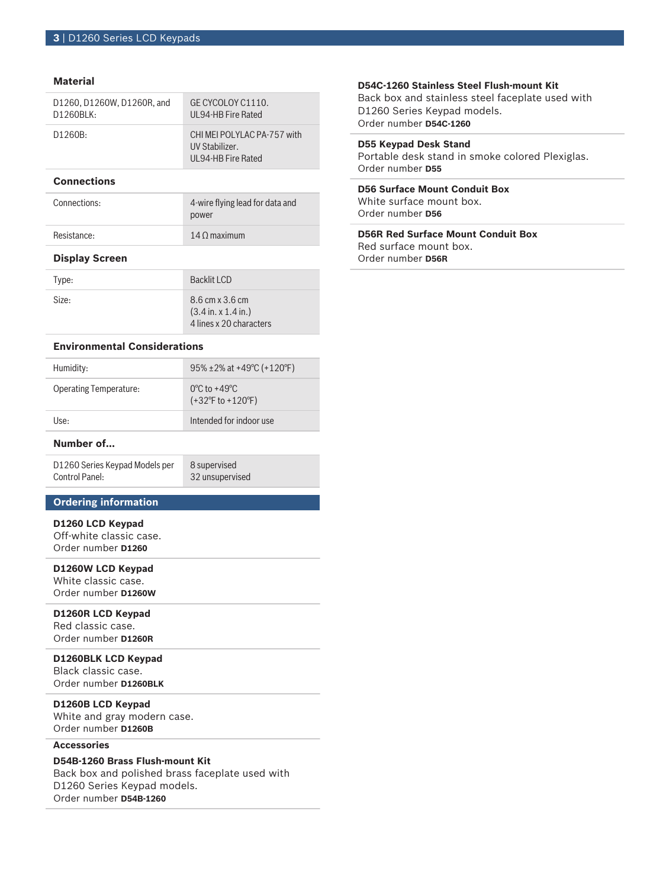### Material

| | |
|---|---|
| D1260, D1260W, D1260R, and D1260BLK: | GE CYCOLOY C1110. UL94-HB Fire Rated |
| D1260B: | CHI MEI POLYLAC PA-757 with UV Stabilizer. UL94-HB Fire Rated |

### Connections

| | |
|---|---|
| Connections: | 4-wire flying lead for data and power |
| Resistance: | 14 Ω maximum |

### Display Screen

| | |
|---|---|
| Type: | Backlit LCD |
| Size: | 8.6 cm x 3.6 cm (3.4 in. x 1.4 in.) 4 lines x 20 characters |

### Environmental Considerations

| | |
|---|---|
| Humidity: | 95% ±2% at +49°C (+120°F) |
| Operating Temperature: | 0°C to +49°C (+32°F to +120°F) |
| Use: | Intended for indoor use |

### Number of...

| | |
|---|---|
| D1260 Series Keypad Models per Control Panel: | 8 supervised 32 unsupervised |

## Ordering information

**D1260 LCD Keypad**
Off-white classic case.
Order number **D1260**

**D1260W LCD Keypad**
White classic case.
Order number **D1260W**

**D1260R LCD Keypad**
Red classic case.
Order number **D1260R**

**D1260BLK LCD Keypad**
Black classic case.
Order number **D1260BLK**

**D1260B LCD Keypad**
White and gray modern case.
Order number **D1260B**

### Accessories

**D54B-1260 Brass Flush-mount Kit**
Back box and polished brass faceplate used with D1260 Series Keypad models.
Order number **D54B-1260**

**D54C-1260 Stainless Steel Flush-mount Kit**
Back box and stainless steel faceplate used with D1260 Series Keypad models.
Order number **D54C-1260**

**D55 Keypad Desk Stand**
Portable desk stand in smoke colored Plexiglas.
Order number **D55**

**D56 Surface Mount Conduit Box**
White surface mount box.
Order number **D56**

**D56R Red Surface Mount Conduit Box**
Red surface mount box.
Order number **D56R**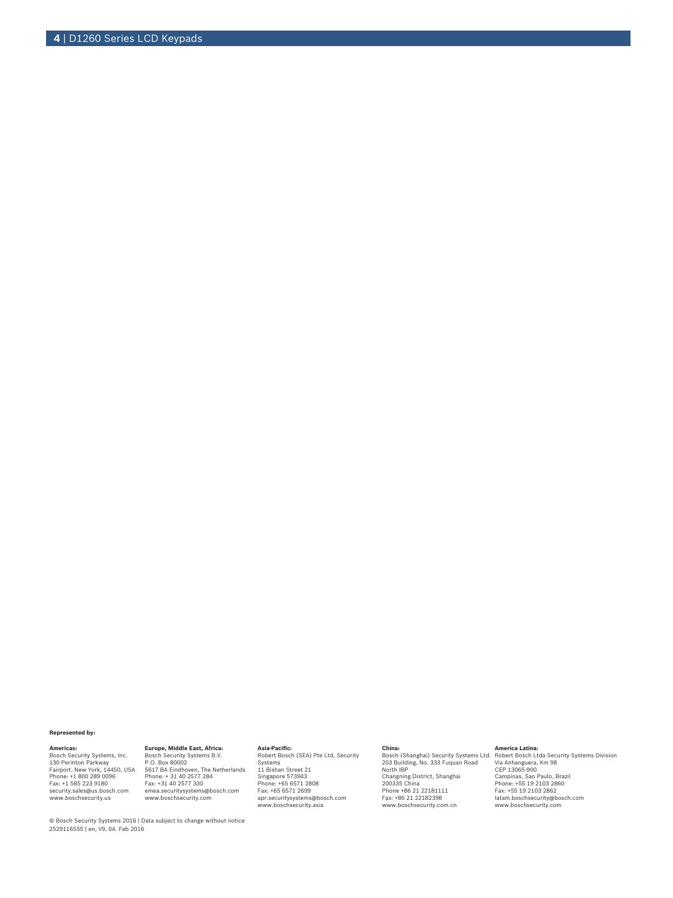**Represented by:**

**Americas:**
Bosch Security Systems, Inc.
130 Perinton Parkway
Fairport, New York, 14450, USA
Phone: +1 800 289 0096
Fax: +1 585 223 9180
security.sales@us.bosch.com
www.boschsecurity.us

**Europe, Middle East, Africa:**
Bosch Security Systems B.V.
P.O. Box 80002
5617 BA Eindhoven, The Netherlands
Phone: + 31 40 2577 284
Fax: +31 40 2577 330
emea.securitysystems@bosch.com
www.boschsecurity.com

**Asia-Pacific:**
Robert Bosch (SEA) Pte Ltd, Security Systems
11 Bishan Street 21
Singapore 573943
Phone: +65 6571 2808
Fax: +65 6571 2699
apr.securitysystems@bosch.com
www.boschsecurity.asia

**China:**
Bosch (Shanghai) Security Systems Ltd.
203 Building, No. 333 Fuquan Road
North IBP
Changning District, Shanghai
200335 China
Phone +86 21 22181111
Fax: +86 21 22182398
www.boschsecurity.com.cn

**America Latina:**
Robert Bosch Ltda Security Systems Division
Via Anhanguera, Km 98
CEP 13065-900
Campinas, Sao Paulo, Brazil
Phone: +55 19 2103 2860
Fax: +55 19 2103 2862
latam.boschsecurity@bosch.com
www.boschsecurity.com

© Bosch Security Systems 2016 | Data subject to change without notice
2529116555 | en, V9, 04. Feb 2016